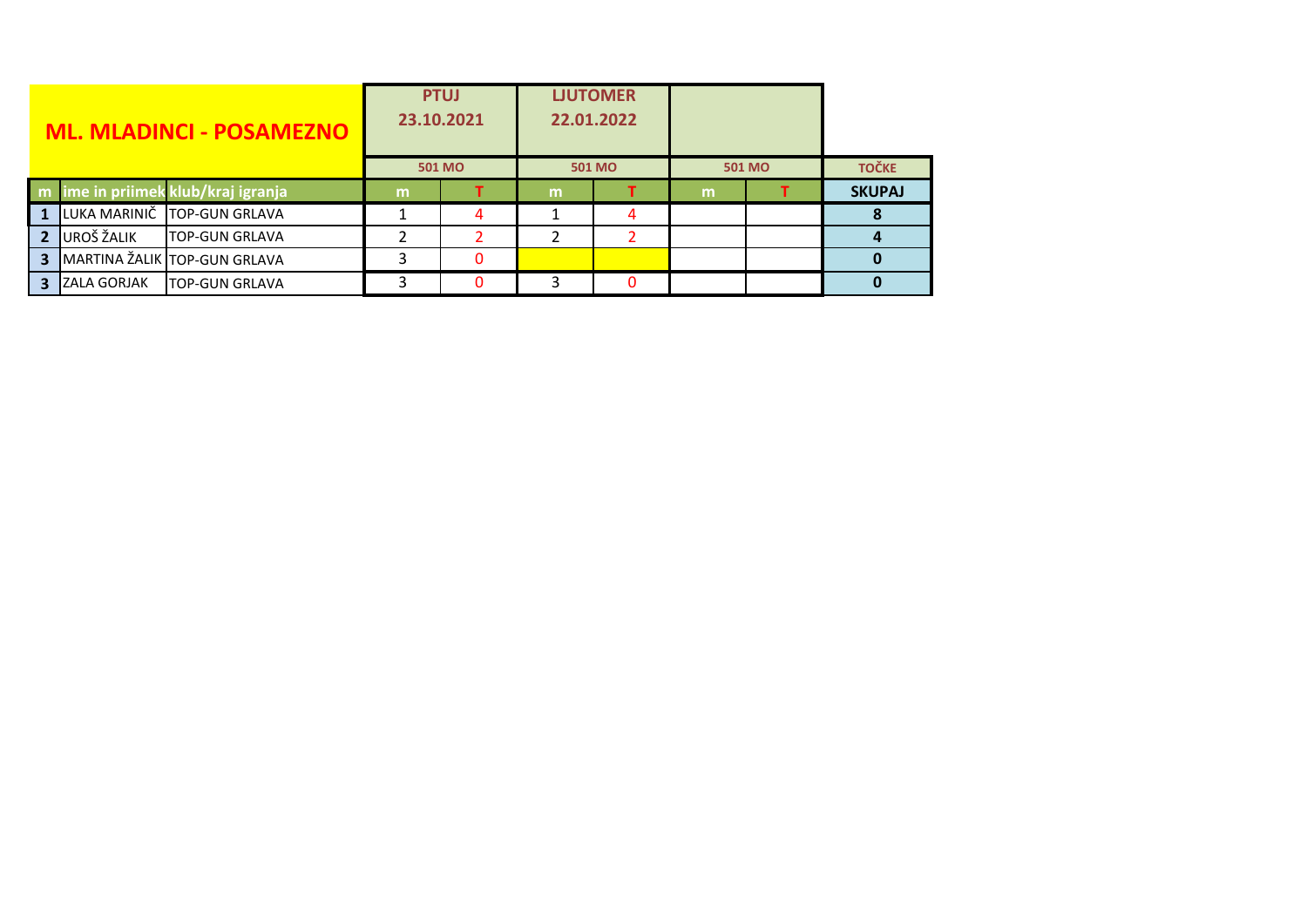| ML. MLADINCI - POSAMEZNO | | | PTUJ 23.10.2021 | | LJUTOMER 22.01.2022 | | | | |
|---|---|---|---|---|---|---|---|---|---|
| | | | 501 MO | | 501 MO | | 501 MO | | TOČKE |
| m | ime in priimek | klub/kraj igranja | m | T | m | T | m | T | SKUPAJ |
| 1 | LUKA MARINIČ | TOP-GUN GRLAVA | 1 | 4 | 1 | 4 | | | 8 |
| 2 | UROŠ ŽALIK | TOP-GUN GRLAVA | 2 | 2 | 2 | 2 | | | 4 |
| 3 | MARTINA ŽALIK | TOP-GUN GRLAVA | 3 | 0 | | | | | 0 |
| 3 | ZALA GORJAK | TOP-GUN GRLAVA | 3 | 0 | 3 | 0 | | | 0 |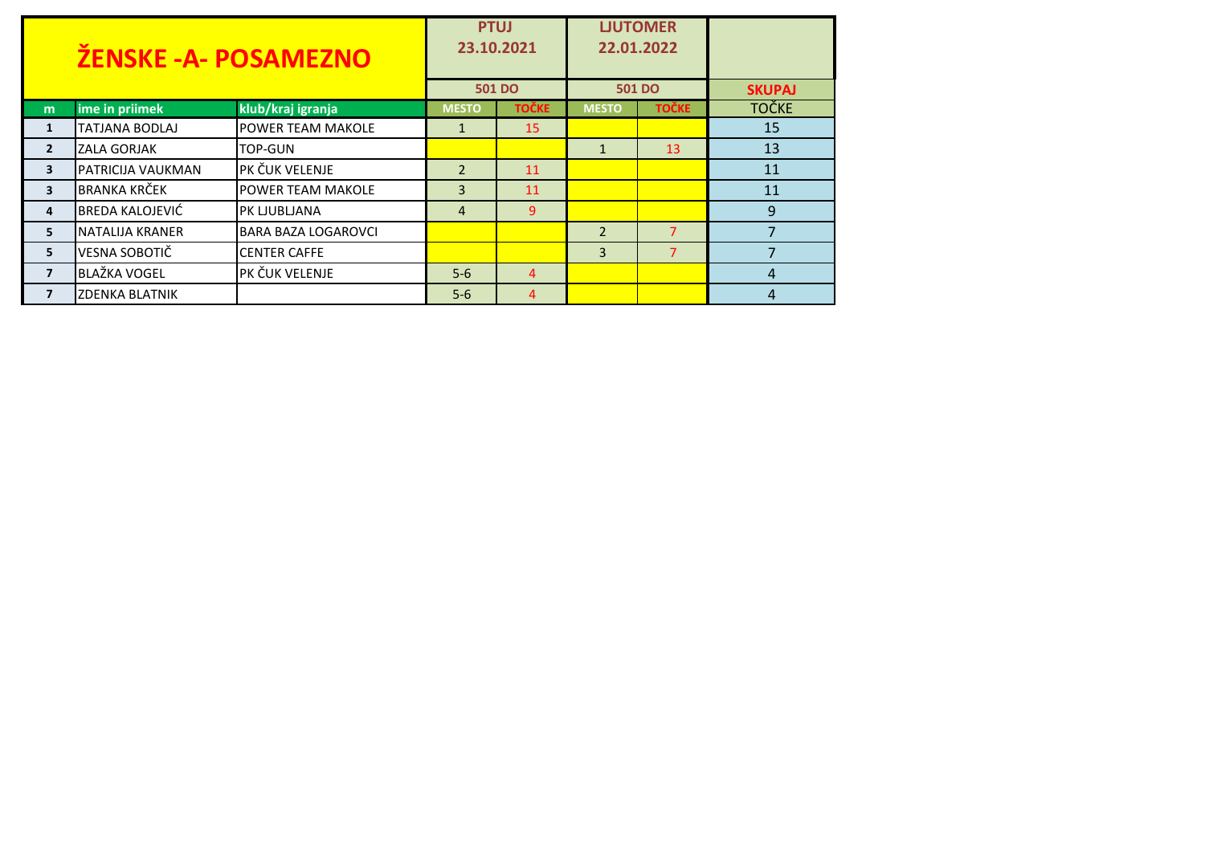| ŽENSKE -A- POSAMEZNO | | | PTUJ 23.10.2021 | | LJUTOMER 22.01.2022 | | |
|---|---|---|---|---|---|---|---|
| | | | 501 DO | | 501 DO | | SKUPAJ |
| m | ime in priimek | klub/kraj igranja | MESTO | TOČKE | MESTO | TOČKE | TOČKE |
| 1 | TATJANA BODLAJ | POWER TEAM MAKOLE | 1 | 15 | | | 15 |
| 2 | ZALA GORJAK | TOP-GUN | | | 1 | 13 | 13 |
| 3 | PATRICIJA VAUKMAN | PK ČUK VELENJE | 2 | 11 | | | 11 |
| 3 | BRANKA KRČEK | POWER TEAM MAKOLE | 3 | 11 | | | 11 |
| 4 | BREDA KALOJEVIĆ | PK LJUBLJANA | 4 | 9 | | | 9 |
| 5 | NATALIJA KRANER | BARA BAZA LOGAROVCI | | | 2 | 7 | 7 |
| 5 | VESNA SOBOTIČ | CENTER CAFFE | | | 3 | 7 | 7 |
| 7 | BLAŽKA VOGEL | PK ČUK VELENJE | 5-6 | 4 | | | 4 |
| 7 | ZDENKA BLATNIK | | 5-6 | 4 | | | 4 |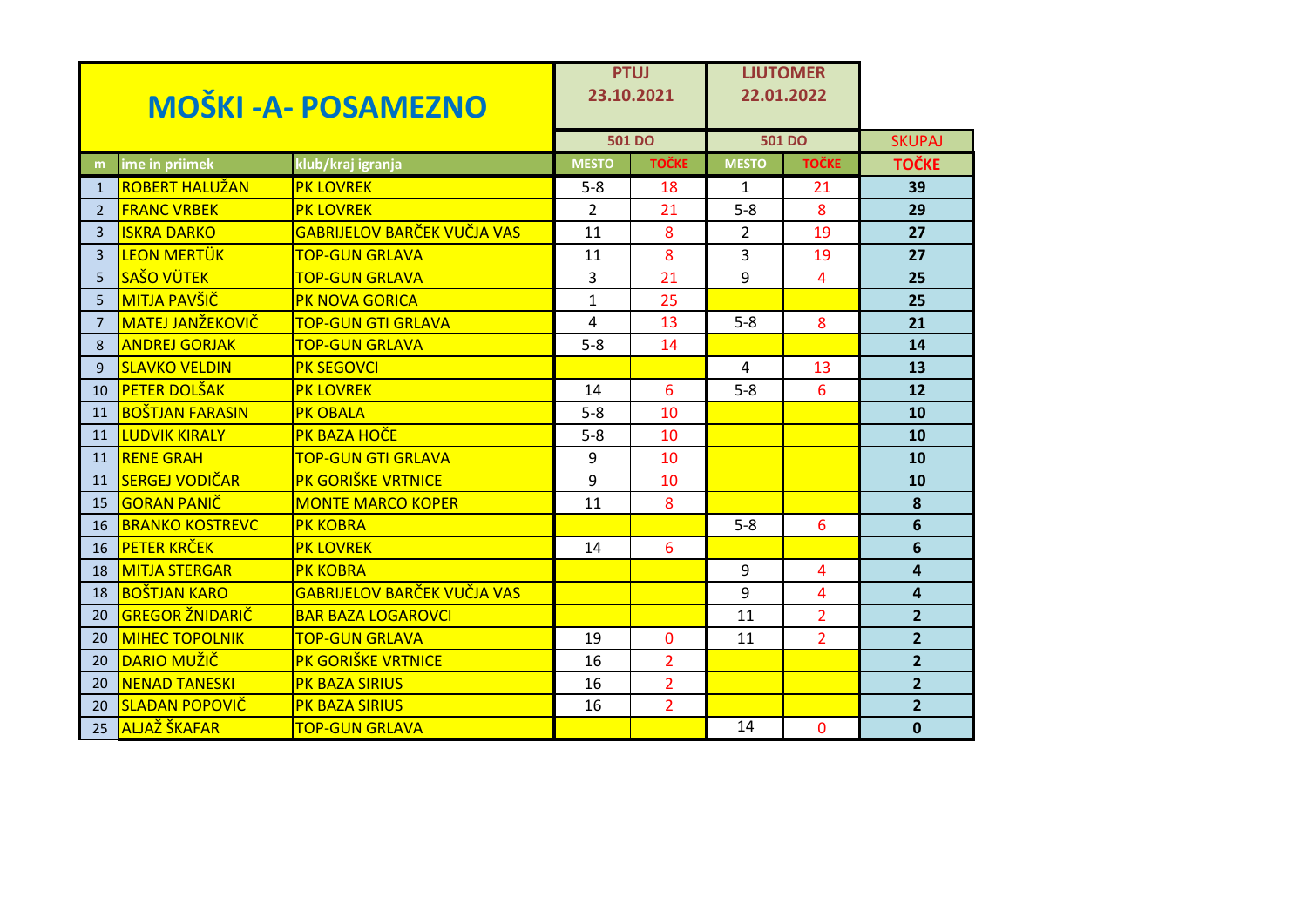| MOŠKI -A- POSAMEZNO | | | PTUJ 23.10.2021 | | LJUTOMER 22.01.2022 | | |
|---|---|---|---|---|---|---|---|
| | | | 501 DO | | 501 DO | | SKUPAJ |
| m | ime in priimek | klub/kraj igranja | MESTO | TOČKE | MESTO | TOČKE | TOČKE |
| 1 | ROBERT HALUŽAN | PK LOVREK | 5-8 | 18 | 1 | 21 | 39 |
| 2 | FRANC VRBEK | PK LOVREK | 2 | 21 | 5-8 | 8 | 29 |
| 3 | ISKRA DARKO | GABRIJELOV BARČEK VUČJA VAS | 11 | 8 | 2 | 19 | 27 |
| 3 | LEON MERTÜK | TOP-GUN GRLAVA | 11 | 8 | 3 | 19 | 27 |
| 5 | SAŠO VÜTEK | TOP-GUN GRLAVA | 3 | 21 | 9 | 4 | 25 |
| 5 | MITJA PAVŠIČ | PK NOVA GORICA | 1 | 25 | | | 25 |
| 7 | MATEJ JANŽEKOVIČ | TOP-GUN GTI GRLAVA | 4 | 13 | 5-8 | 8 | 21 |
| 8 | ANDREJ GORJAK | TOP-GUN GRLAVA | 5-8 | 14 | | | 14 |
| 9 | SLAVKO VELDIN | PK SEGOVCI | | | 4 | 13 | 13 |
| 10 | PETER DOLŠAK | PK LOVREK | 14 | 6 | 5-8 | 6 | 12 |
| 11 | BOŠTJAN FARASIN | PK OBALA | 5-8 | 10 | | | 10 |
| 11 | LUDVIK KIRALY | PK BAZA HOČE | 5-8 | 10 | | | 10 |
| 11 | RENE GRAH | TOP-GUN GTI GRLAVA | 9 | 10 | | | 10 |
| 11 | SERGEJ VODIČAR | PK GORIŠKE VRTNICE | 9 | 10 | | | 10 |
| 15 | GORAN PANIČ | MONTE MARCO KOPER | 11 | 8 | | | 8 |
| 16 | BRANKO KOSTREVC | PK KOBRA | | | 5-8 | 6 | 6 |
| 16 | PETER KRČEK | PK LOVREK | 14 | 6 | | | 6 |
| 18 | MITJA STERGAR | PK KOBRA | | | 9 | 4 | 4 |
| 18 | BOŠTJAN KARO | GABRIJELOV BARČEK VUČJA VAS | | | 9 | 4 | 4 |
| 20 | GREGOR ŽNIDARIČ | BAR BAZA LOGAROVCI | | | 11 | 2 | 2 |
| 20 | MIHEC TOPOLNIK | TOP-GUN GRLAVA | 19 | 0 | 11 | 2 | 2 |
| 20 | DARIO MUŽIČ | PK GORIŠKE VRTNICE | 16 | 2 | | | 2 |
| 20 | NENAD TANESKI | PK BAZA SIRIUS | 16 | 2 | | | 2 |
| 20 | SLAĐAN POPOVIČ | PK BAZA SIRIUS | 16 | 2 | | | 2 |
| 25 | ALJAŽ ŠKAFAR | TOP-GUN GRLAVA | | | 14 | 0 | 0 |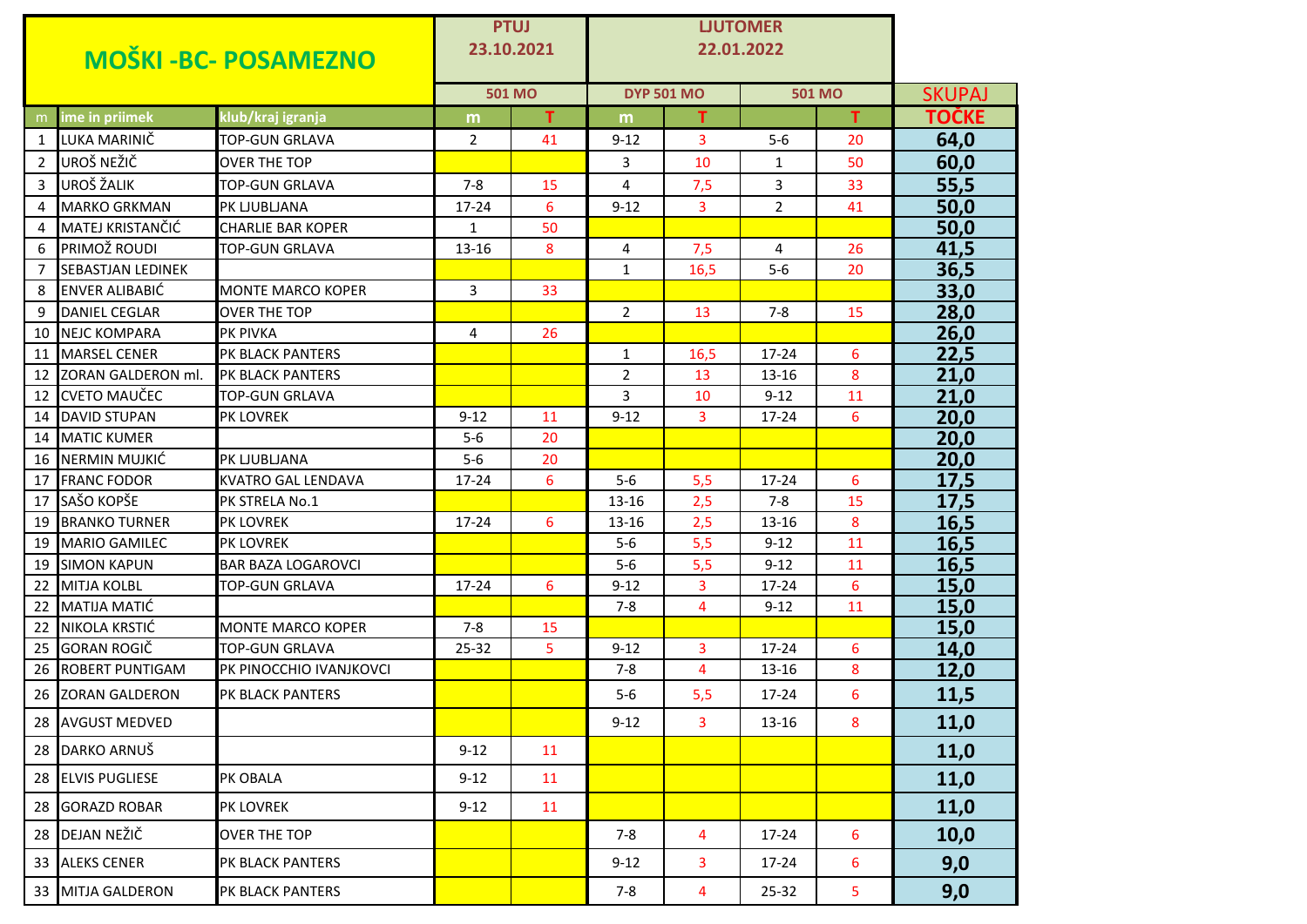| MOŠKI -BC- POSAMEZNO | | | PTUJ 23.10.2021 | | LJUTOMER 22.01.2022 | | | | |
|---|---|---|---|---|---|---|---|---|---|
| | | | 501 MO | | DYP 501 MO | | 501 MO | | SKUPAJ |
| m | ime in priimek | klub/kraj igranja | m | T | m | T | | T | TOČKE |
| 1 | LUKA MARINIČ | TOP-GUN GRLAVA | 2 | 41 | 9-12 | 3 | 5-6 | 20 | **64,0** |
| 2 | UROŠ NEŽIČ | OVER THE TOP | | | 3 | 10 | 1 | 50 | **60,0** |
| 3 | UROŠ ŽALIK | TOP-GUN GRLAVA | 7-8 | 15 | 4 | 7,5 | 3 | 33 | **55,5** |
| 4 | MARKO GRKMAN | PK LJUBLJANA | 17-24 | 6 | 9-12 | 3 | 2 | 41 | **50,0** |
| 4 | MATEJ KRISTANČIĆ | CHARLIE BAR KOPER | 1 | 50 | | | | | **50,0** |
| 6 | PRIMOŽ ROUDI | TOP-GUN GRLAVA | 13-16 | 8 | 4 | 7,5 | 4 | 26 | **41,5** |
| 7 | SEBASTJAN LEDINEK | | | | 1 | 16,5 | 5-6 | 20 | **36,5** |
| 8 | ENVER ALIBABIĆ | MONTE MARCO KOPER | 3 | 33 | | | | | **33,0** |
| 9 | DANIEL CEGLAR | OVER THE TOP | | | 2 | 13 | 7-8 | 15 | **28,0** |
| 10 | NEJC KOMPARA | PK PIVKA | 4 | 26 | | | | | **26,0** |
| 11 | MARSEL CENER | PK BLACK PANTERS | | | 1 | 16,5 | 17-24 | 6 | **22,5** |
| 12 | ZORAN GALDERON ml. | PK BLACK PANTERS | | | 2 | 13 | 13-16 | 8 | **21,0** |
| 12 | CVETO MAUČEC | TOP-GUN GRLAVA | | | 3 | 10 | 9-12 | 11 | **21,0** |
| 14 | DAVID STUPAN | PK LOVREK | 9-12 | 11 | 9-12 | 3 | 17-24 | 6 | **20,0** |
| 14 | MATIC KUMER | | 5-6 | 20 | | | | | **20,0** |
| 16 | NERMIN MUJKIĆ | PK LJUBLJANA | 5-6 | 20 | | | | | **20,0** |
| 17 | FRANC FODOR | KVATRO GAL LENDAVA | 17-24 | 6 | 5-6 | 5,5 | 17-24 | 6 | **17,5** |
| 17 | SAŠO KOPŠE | PK STRELA No.1 | | | 13-16 | 2,5 | 7-8 | 15 | **17,5** |
| 19 | BRANKO TURNER | PK LOVREK | 17-24 | 6 | 13-16 | 2,5 | 13-16 | 8 | **16,5** |
| 19 | MARIO GAMILEC | PK LOVREK | | | 5-6 | 5,5 | 9-12 | 11 | **16,5** |
| 19 | SIMON KAPUN | BAR BAZA LOGAROVCI | | | 5-6 | 5,5 | 9-12 | 11 | **16,5** |
| 22 | MITJA KOLBL | TOP-GUN GRLAVA | 17-24 | 6 | 9-12 | 3 | 17-24 | 6 | **15,0** |
| 22 | MATIJA MATIĆ | | | | 7-8 | 4 | 9-12 | 11 | **15,0** |
| 22 | NIKOLA KRSTIĆ | MONTE MARCO KOPER | 7-8 | 15 | | | | | **15,0** |
| 25 | GORAN ROGIČ | TOP-GUN GRLAVA | 25-32 | 5 | 9-12 | 3 | 17-24 | 6 | **14,0** |
| 26 | ROBERT PUNTIGAM | PK PINOCCHIO IVANJKOVCI | | | 7-8 | 4 | 13-16 | 8 | **12,0** |
| 26 | ZORAN GALDERON | PK BLACK PANTERS | | | 5-6 | 5,5 | 17-24 | 6 | **11,5** |
| 28 | AVGUST MEDVED | | | | 9-12 | 3 | 13-16 | 8 | **11,0** |
| 28 | DARKO ARNUŠ | | 9-12 | 11 | | | | | **11,0** |
| 28 | ELVIS PUGLIESE | PK OBALA | 9-12 | 11 | | | | | **11,0** |
| 28 | GORAZD ROBAR | PK LOVREK | 9-12 | 11 | | | | | **11,0** |
| 28 | DEJAN NEŽIČ | OVER THE TOP | | | 7-8 | 4 | 17-24 | 6 | **10,0** |
| 33 | ALEKS CENER | PK BLACK PANTERS | | | 9-12 | 3 | 17-24 | 6 | **9,0** |
| 33 | MITJA GALDERON | PK BLACK PANTERS | | | 7-8 | 4 | 25-32 | 5 | **9,0** |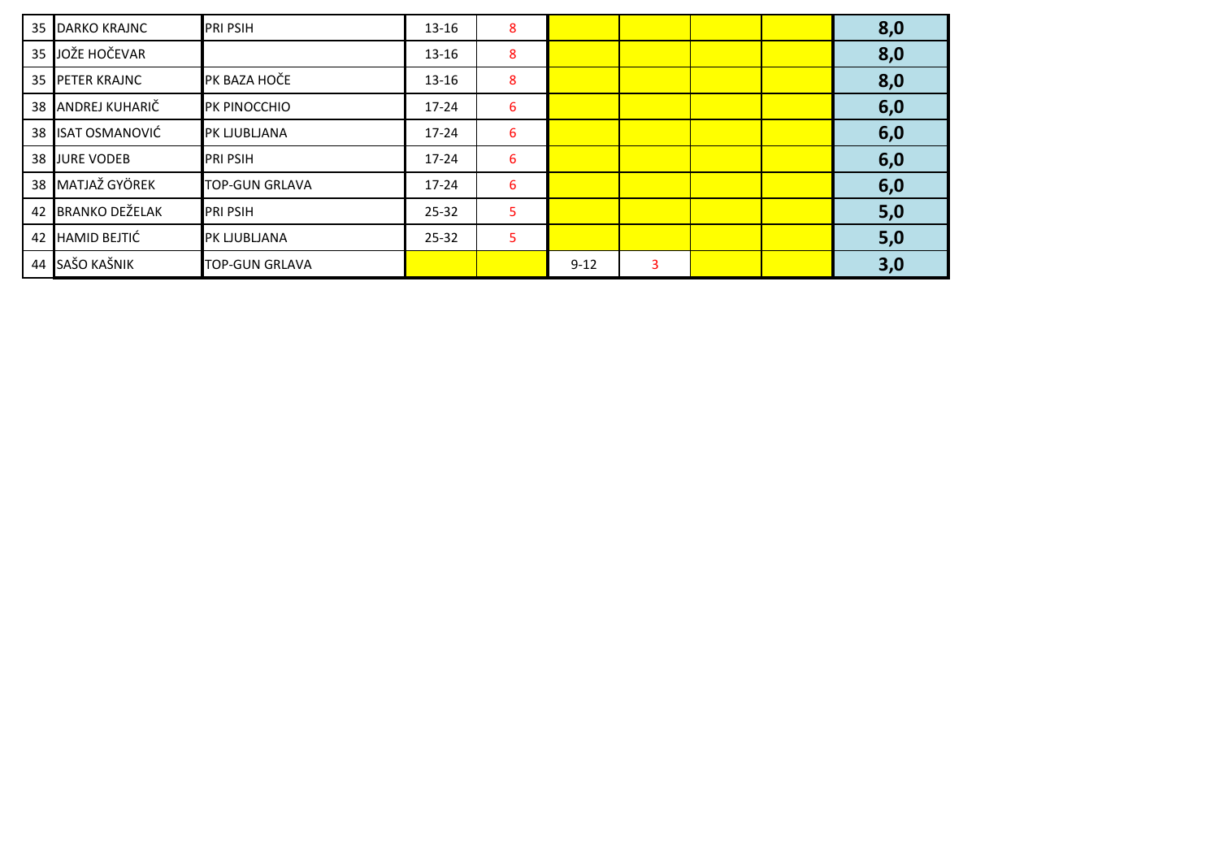| | | | | | | | | | | |
|---|---|---|---|---|---|---|---|---|---|---|
| 35 | DARKO KRAJNC | PRI PSIH | 13-16 | 8 | | | | | | 8,0 |
| 35 | JOŽE HOČEVAR | | 13-16 | 8 | | | | | | 8,0 |
| 35 | PETER KRAJNC | PK BAZA HOČE | 13-16 | 8 | | | | | | 8,0 |
| 38 | ANDREJ KUHARIČ | PK PINOCCHIO | 17-24 | 6 | | | | | | 6,0 |
| 38 | ISAT OSMANOVIĆ | PK LJUBLJANA | 17-24 | 6 | | | | | | 6,0 |
| 38 | JURE VODEB | PRI PSIH | 17-24 | 6 | | | | | | 6,0 |
| 38 | MATJAŽ GYÖREK | TOP-GUN GRLAVA | 17-24 | 6 | | | | | | 6,0 |
| 42 | BRANKO DEŽELAK | PRI PSIH | 25-32 | 5 | | | | | | 5,0 |
| 42 | HAMID BEJTIĆ | PK LJUBLJANA | 25-32 | 5 | | | | | | 5,0 |
| 44 | SAŠO KAŠNIK | TOP-GUN GRLAVA | | | 9-12 | 3 | | | | 3,0 |